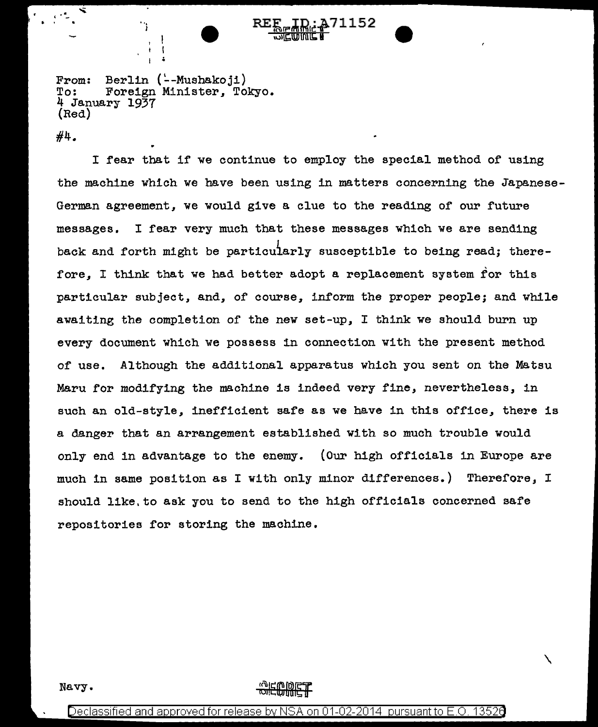From: Berlin (--Mushakoji)
To: Foreign Minister, Tokyo.
4 January 1937
(Red)

#4.

I fear that if we continue to employ the special method of using the machine which we have been using in matters concerning the Japanese-German agreement, we would give a clue to the reading of our future messages. I fear very much that these messages which we are sending back and forth might be particularly susceptible to being read; therefore, I think that we had better adopt a replacement system for this particular subject, and, of course, inform the proper people; and while awaiting the completion of the new set-up, I think we should burn up every document which we possess in connection with the present method of use. Although the additional apparatus which you sent on the Matsu Maru for modifying the machine is indeed very fine, nevertheless, in such an old-style, inefficient safe as we have in this office, there is a danger that an arrangement established with so much trouble would only end in advantage to the enemy. (Our high officials in Europe are much in same position as I with only minor differences.) Therefore, I should like to ask you to send to the high officials concerned safe repositories for storing the machine.

Navy.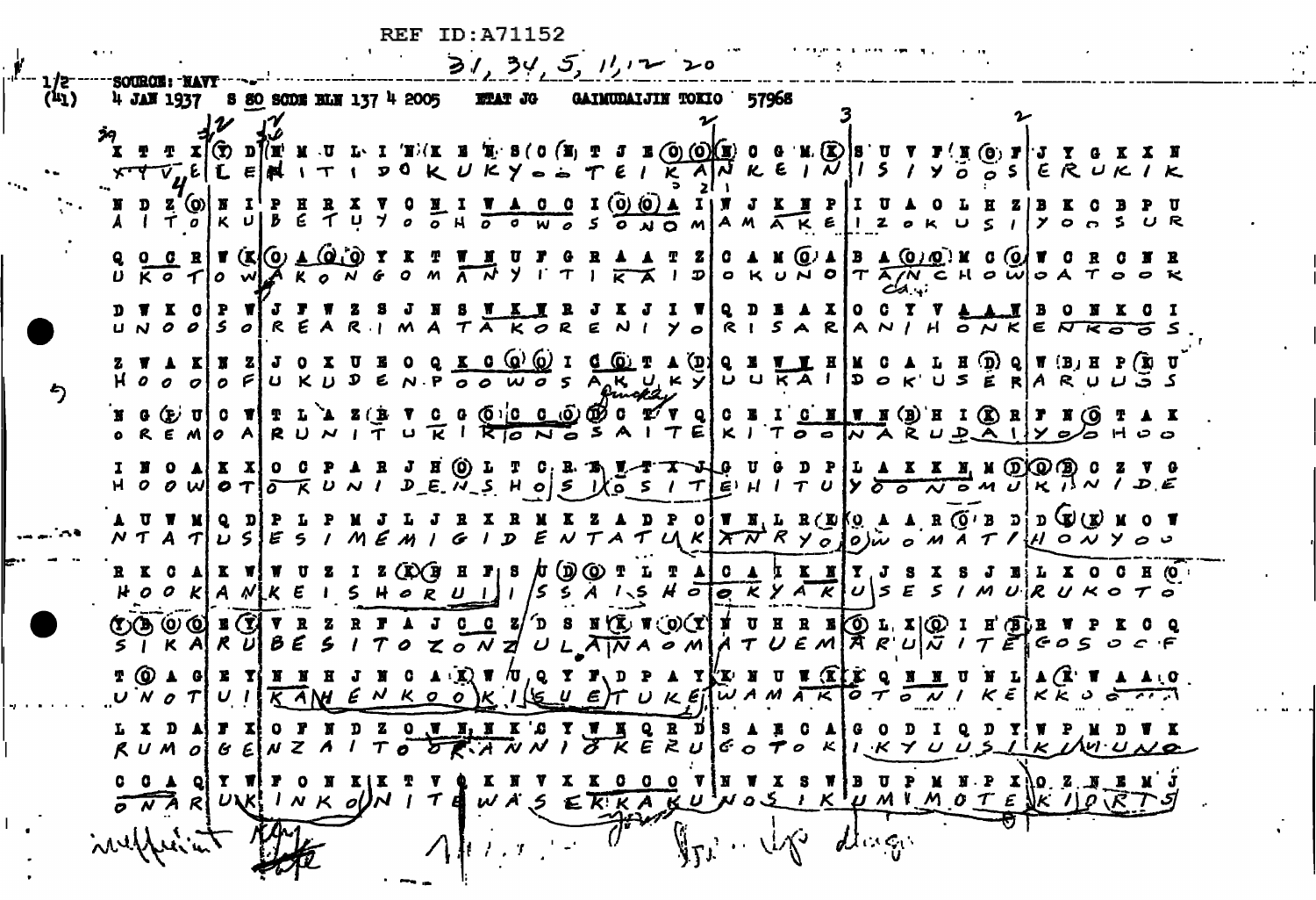REF ID:A71152

31, 34, 5, 11, 12 20

1/2 (41) SOURCE: NAVY

4 JAN 1937 S 80 SODE BLN 137 4 2005 STAT JG GAIMUDAIJIN TOKIO 57968

```
X T T X Y D N M U L I N K E N S O N T J E O O E O G M X S U V F N O F J Y G K X N
X Y V E L E M I T I D O K U K Y O O T E I K A N K E I N I S I Y O O S E R U K I K

N D Z O N I P H R X V O N I W A C C I O O A I W J K N P I U A O L H Z B K C B P U
A I T O K U B E T U Y O O H O O W O S O N O M A M A K E I Z O K U S I Y O O S U R

Q O C R W K O A O O Y K T W N U F G R A A T Z C A N O A B A O O M C O W C R C N R
U K O T O W A K O N G O M A N Y I T I K A I D O K U N O T A N C H O W O A T O O K

D W K C P W J F W Z S J N S W K N R J K J I W Q D B A X O C Y V A A N B O N K C I
U N O O S O R E A R I M A T A K O R E N I Y O R I S A R A N I H O N K E N K O O S

Z W A K N Z J O X U E O Q K C O O I C O T A D Q E W N H M C A L H D Q W B H P K U
H O O O O F U K U D E N P O O W O S A K U K Y U U K A I D O K U S E R A R U U S S

N G E U C W T L A Z E V C G O C C O D C T V Q C E I C N W N B H I X R F N O T A K
O R E M O A R U N I T U K I K O N O S A I T E K I T O O N A R U D A I Y O O H O O

I N O A K X O C P A R J H O L T C R E W T X J G U G D P L A K K N M D O B C Z V G
H O O W O T O K U N I D E N S H O S I O S I T E H I T U Y O O N O M U K I N I D E

A U W M Q D P L P M J L J R X R M K Z A D P O W N L R K O A A R O B D D G K M O W
N T A T U S E S I M E M I G I D E N T A T U K A N R Y O O W O M A T I H O N Y O O

R K C A K W W U Z I Z X B H F S U D O T L T A C A I K N Y J S X S J E L X O C H O
H O O K A N K E I S H O R U I I S S A I S H O O K Y A K U S E S I M U R U K O T O

O B O O E Y V R Z R F A J C C Z D S N K W O Y N U H R E O L X Q I H B R W P K C Q
S I K A R U B E S I T O Z O N Z U L A N A O M A T U E M A R U N I T E G O S O C F

T O A G E Y N N H J N C A K W U Q Y F D P A Y K N U W K K Q N N U N L A K W A A O
U N O T U I K A N H E N K O O K I S U E T U K E W A M A K O T O N I K E K K O O

L X D A F X O F N D Z Q W N N K C Y W N Q R D S A N C A G O D I Q D Y W P M D W K
R U M O G E N Z A I T O O K A N N I O K E R U G O T O K I K Y U U S I K U M U N O

C C A Q Y W F O N K K T V Q K N V X K C C C V N W X S W B U P M N P X O Z N E M J
O N A R U K I N K O N I T E W A S E K K A K U N O S I K U M I M O T E K I O R T S
```

insufficient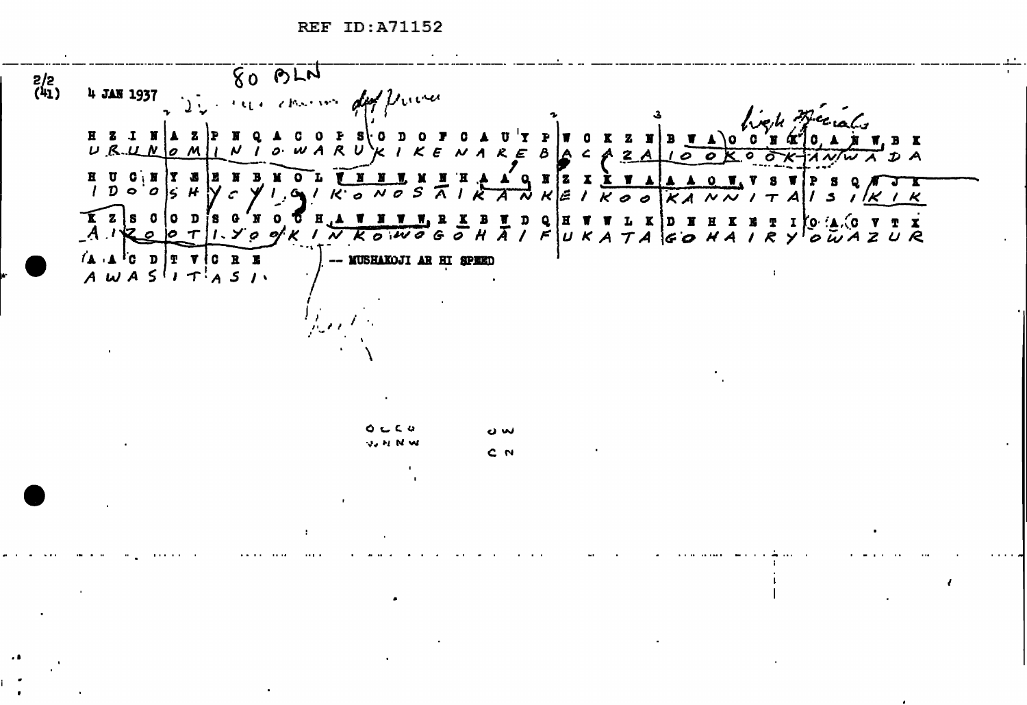REF ID:A71152

2/2 (41)

80 BLN

4 JAN 1937

high officials

```
H Z I N|A Z|P N Q A C O P S|C D O F C A U Y P|W C X Z N|B W A|O C N K|C A N W B K
U R U N|O M|I N I O W A R U|K I K E N A R E B|A C A Z A|I O O|K O O K|A N W A D A

H U C N|Y E|E N B M O L W N N W M N H A A Q N|Z X K W A|A A O W V S W|P S Q W J K
I D O O|S H|Y C Y I G I K O N O S A I K A N K|E I K O O|K A N N I T A|I S I K I K

K Z|S O|O D|S G N O C H A W N W W R X B W D Q|H W W L K|D N H K E T I|O A C V T X
A I|Z O|O T|I Y O O K I N K O W O G O H A I F|U K A T A|G O H A I R Y|O W A Z U R

A A C D|T V|C R E
A W A S|I T|A S I
```

-- MUSHAKOJI AR HI SPEED

OCCO   OW
WHNW   CN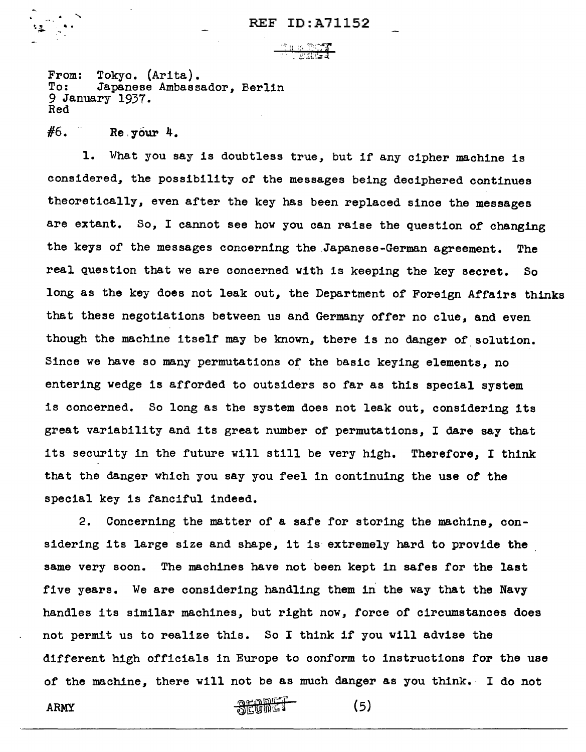From: Tokyo. (Arita).
To: Japanese Ambassador, Berlin
9 January 1937.
Red

#6. Re your 4.

1. What you say is doubtless true, but if any cipher machine is considered, the possibility of the messages being deciphered continues theoretically, even after the key has been replaced since the messages are extant. So, I cannot see how you can raise the question of changing the keys of the messages concerning the Japanese-German agreement. The real question that we are concerned with is keeping the key secret. So long as the key does not leak out, the Department of Foreign Affairs thinks that these negotiations between us and Germany offer no clue, and even though the machine itself may be known, there is no danger of solution. Since we have so many permutations of the basic keying elements, no entering wedge is afforded to outsiders so far as this special system is concerned. So long as the system does not leak out, considering its great variability and its great number of permutations, I dare say that its security in the future will still be very high. Therefore, I think that the danger which you say you feel in continuing the use of the special key is fanciful indeed.

2. Concerning the matter of a safe for storing the machine, considering its large size and shape, it is extremely hard to provide the same very soon. The machines have not been kept in safes for the last five years. We are considering handling them in the way that the Navy handles its similar machines, but right now, force of circumstances does not permit us to realize this. So I think if you will advise the different high officials in Europe to conform to instructions for the use of the machine, there will not be as much danger as you think. I do not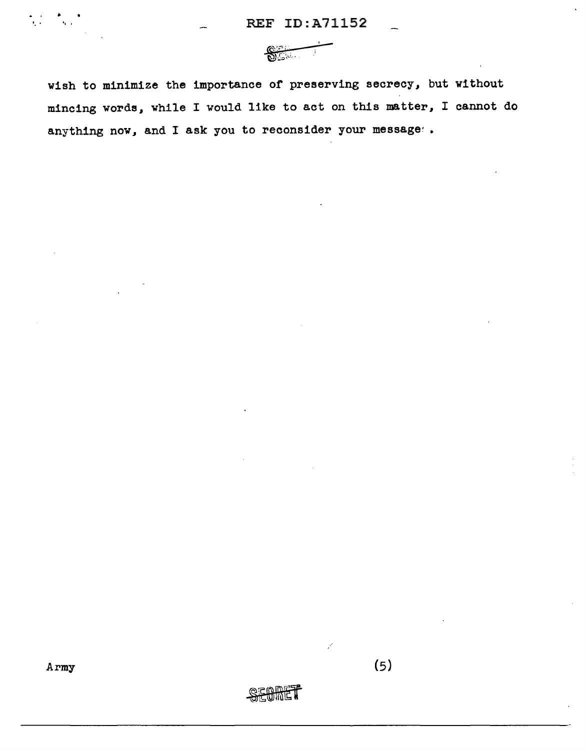wish to minimize the importance of preserving secrecy, but without mincing words, while I would like to act on this matter, I cannot do anything now, and I ask you to reconsider your message.

Army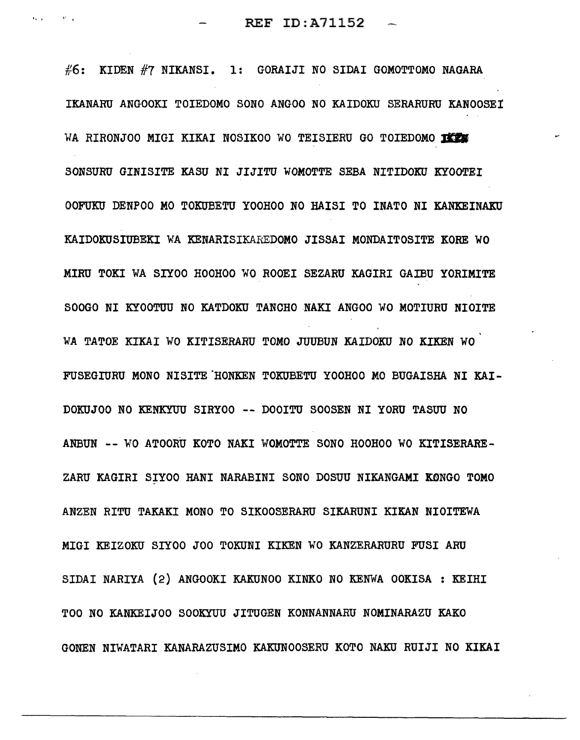#6: KIDEN #7 NIKANSI. 1: GORAIJI NO SIDAI GOMOTTOMO NAGARA IKANARU ANGOOKI TOIEDOMO SONO ANGOO NO KAIDOKU SERARURU KANOOSEI WA RIRONJOO MIGI KIKAI NOSIKOO WO TEISIERU GO TOIEDOMO IKEN SONSURU GINISITE KASU NI JIJITU WOMOTTE SEBA NITIDOKU KYOOTEI OOFUKU DENPOO MO TOKUBETU YOOHOO NO HAISI TO INATO NI KANKEINAKU KAIDOKUSIUBEKI WA KENARISIKAREDOMO JISSAI MONDAITOSITE KORE WO MIRU TOKI WA SIYOO HOOHOO WO ROOEI SEZARU KAGIRI GAIBU YORIMITE SOOGO NI KYOOTUU NO KATDOKU TANCHO NAKI ANGOO WO MOTIURU NIOITE WA TATOE KIKAI WO KITISERARU TOMO JUUBUN KAIDOKU NO KIKEN WO FUSEGIURU MONO NISITE HONKEN TOKUBETU YOOHOO MO BUGAISHA NI KAI-DOKUJOO NO KENKYUU SIRYOO -- DOOITU SOOSEN NI YORU TASUU NO ANBUN -- WO ATOORU KOTO NAKI WOMOTTE SONO HOOHOO WO KITISERARE-ZARU KAGIRI SIYOO HANI NARABINI SONO DOSUU NIKANGAMI KONGO TOMO ANZEN RITU TAKAKI MONO TO SIKOOSERARU SIKARUNI KIKAN NIOITEWA MIGI KEIZOKU SIYOO JOO TOKUNI KIKEN WO KANZERARURU FUSI ARU SIDAI NARIYA (2) ANGOOKI KAKUNOO KINKO NO KENWA OOKISA : KEIHI TOO NO KANKEIJOO SOOKYUU JITUGEN KONNANNARU NOMINARAZU KAKO GONEN NIWATARI KANARAZUSIMO KAKUNOOSERU KOTO NAKU RUIJI NO KIKAI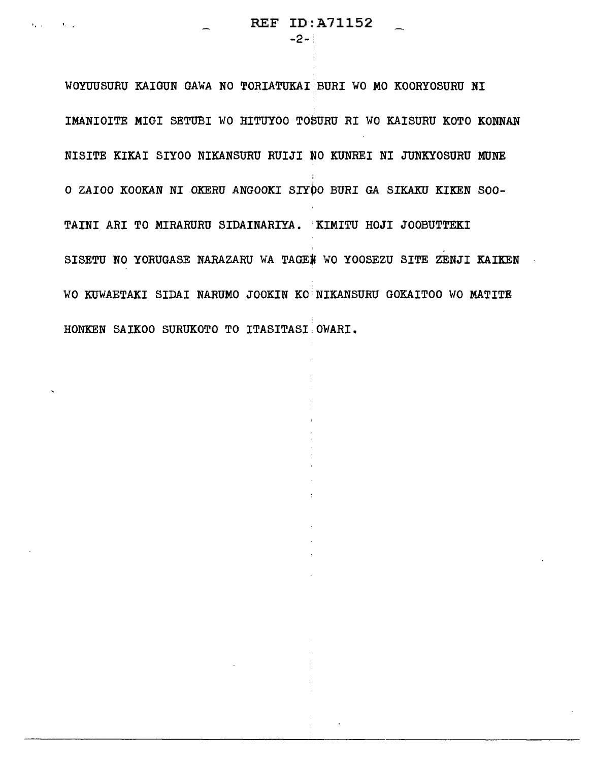WOYUUSURU KAIGUN GAWA NO TORIATUKAI BURI WO MO KOORYOSURU NI

IMANIOITE MIGI SETUBI WO HITUYOO TOSURU RI WO KAISURU KOTO KONNAN

NISITE KIKAI SIYOO NIKANSURU RUIJI NO KUNREI NI JUNKYOSURU MUNE

O ZAIOO KOOKAN NI OKERU ANGOOKI SIYOO BURI GA SIKAKU KIKEN SOO-

TAINI ARI TO MIRARURU SIDAINARIYA. KIMITU HOJI JOOBUTTEKI

SISETU NO YORUGASE NARAZARU WA TAGEN WO YOOSEZU SITE ZENJI KAIKEN

WO KUWAETAKI SIDAI NARUMO JOOKIN KO NIKANSURU GOKAITOO WO MATITE

HONKEN SAIKOO SURUKOTO TO ITASITASI OWARI.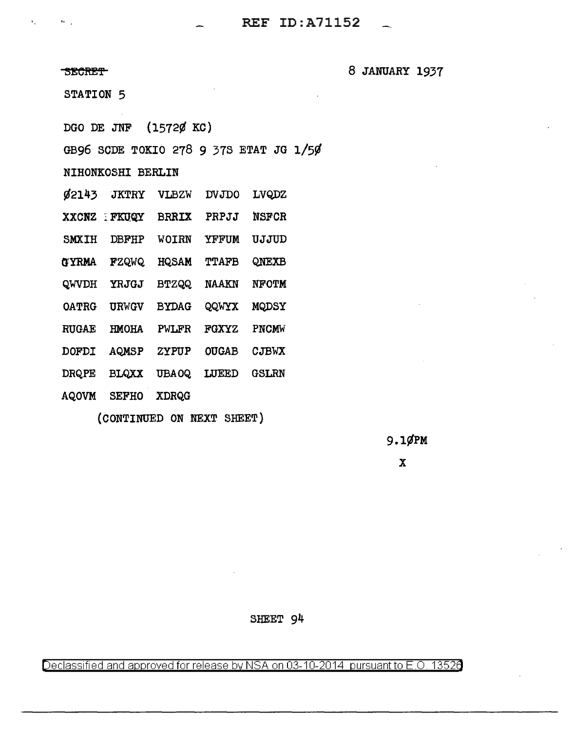~~SECRET~~ 8 JANUARY 1937

STATION 5

DGO DE JNF (15720 KC)

GB96 SCDE TOKIO 278 9 37S ETAT JG 1/50

NIHONKOSHI BERLIN

```
02143  JKTRY  VLBZW  DVJDO  LVQDZ
XXCNZ  FKUQY  BRRIX  PRPJJ  NSFCR
SMXIH  DBFHP  WOIRN  YFFUM  UJJUD
GYRMA  FZQWQ  HQSAM  TTAFB  QNEXB
QWVDH  YRJGJ  BTZQQ  NAAKN  NFOTM
OATRG  URWGV  BYDAG  QQWYX  MQDSY
RUGAE  HMOHA  PWLFR  FGXYZ  PNCMW
DOFDI  AQMSP  ZYPUP  OUGAB  CJBWX
DRQPE  BLQXX  UBAOQ  LUEED  GSLRN
AQOVM  SEFHO  XDRQG
```

(CONTINUED ON NEXT SHEET)

9.10PM

X

SHEET 94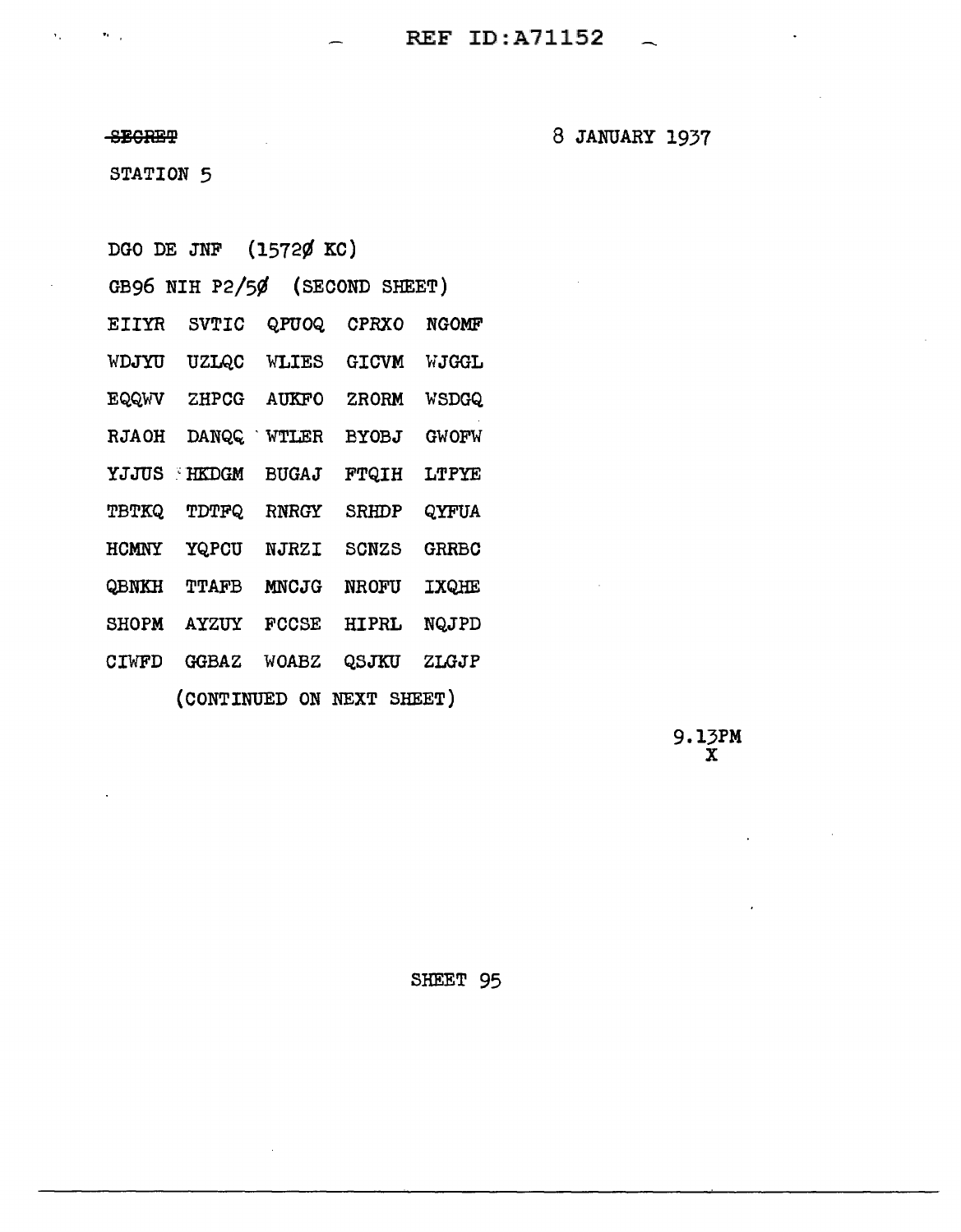~~SECRET~~

8 JANUARY 1937

STATION 5

DGO DE JNF (15720 KC)

GB96 NIH P2/50 (SECOND SHEET)

```
EIIYR  SVTIC  QPUOQ  CPRXO  NGOMF
WDJYU  UZLQC  WLIES  GICVM  WJGGL
EQQWV  ZHPCG  AUKFO  ZRORM  WSDGQ
RJAOH  DANQQ  WTLER  BYOBJ  GWOFW
YJJUS  HKDGM  BUGAJ  FTQIH  LTPYE
TBTKQ  TDTFQ  RNRGY  SRHDP  QYFUA
HCMNY  YQPCU  NJRZI  SCNZS  GRRBC
QBNKH  TTAFB  MNCJG  NROFU  IXQHE
SHOPM  AYZUY  FCCSE  HIPRL  NQJPD
CIWFD  GGBAZ  WOABZ  QSJKU  ZLGJP
```

(CONTINUED ON NEXT SHEET)

9.13PM
X

SHEET 95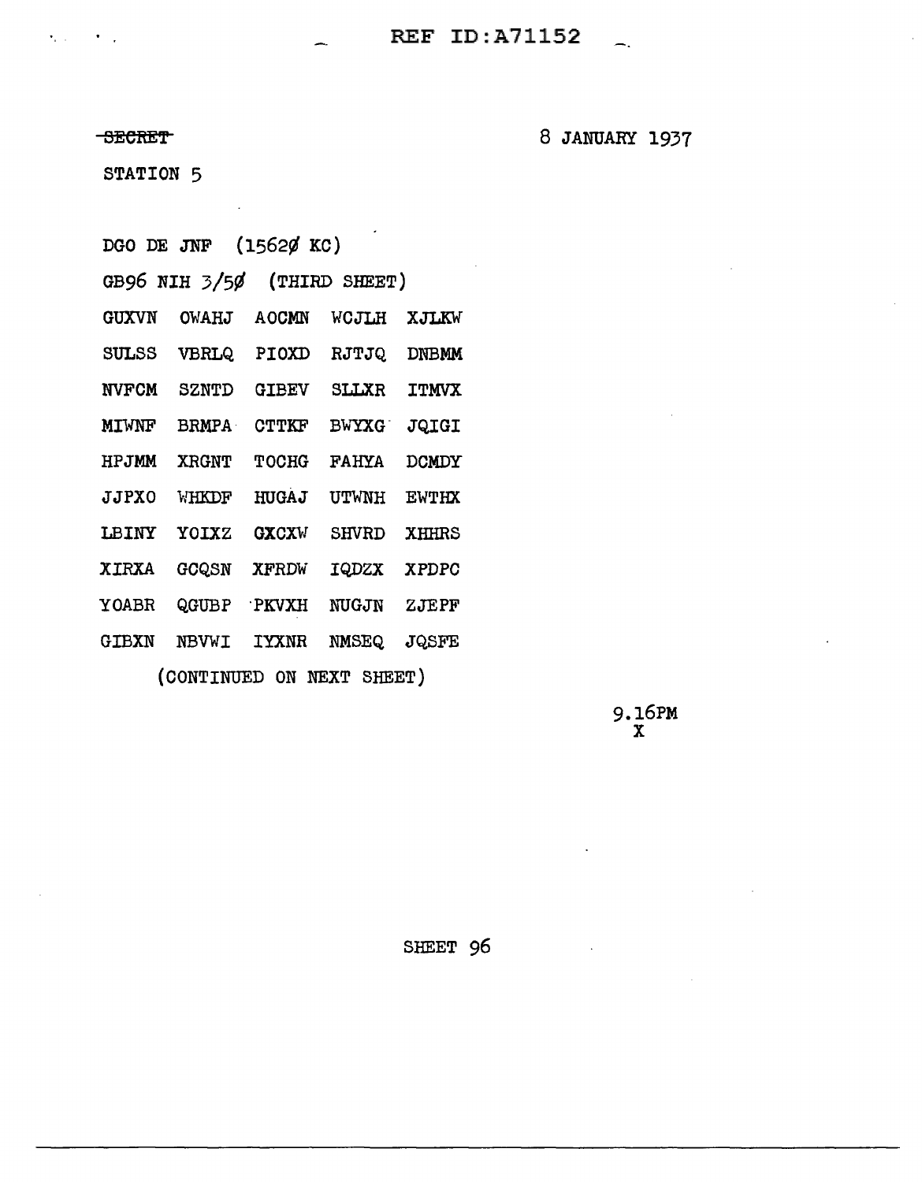~~SECRET~~

8 JANUARY 1937

STATION 5

DGO DE JNF (15620 KC)

GB96 NIH 3/50 (THIRD SHEET)

```
GUXVN  OWAHJ  AOCMN  WCJLH  XJLKW
SULSS  VBRLQ  PIOXD  RJTJQ  DNBMM
NVFCM  SZNTD  GIBEV  SLLXR  ITMVX
MIWNF  BRMPA  CTTKF  BWYXG  JQIGI
HPJMM  XRGNT  TOCHG  FAHYA  DCMDY
JJPXO  WHKDF  HUGAJ  UTWNH  EWTHX
LBINY  YOIXZ  GXCXW  SHVRD  XHHRS
XIRXA  GCQSN  XFRDW  IQDZX  XPDPC
YOABR  QGUBP  PKVXH  NUGJN  ZJEPF
GIBXN  NBVWI  IYXNR  NMSEQ  JQSFE
```

(CONTINUED ON NEXT SHEET)

9.16PM
X

SHEET 96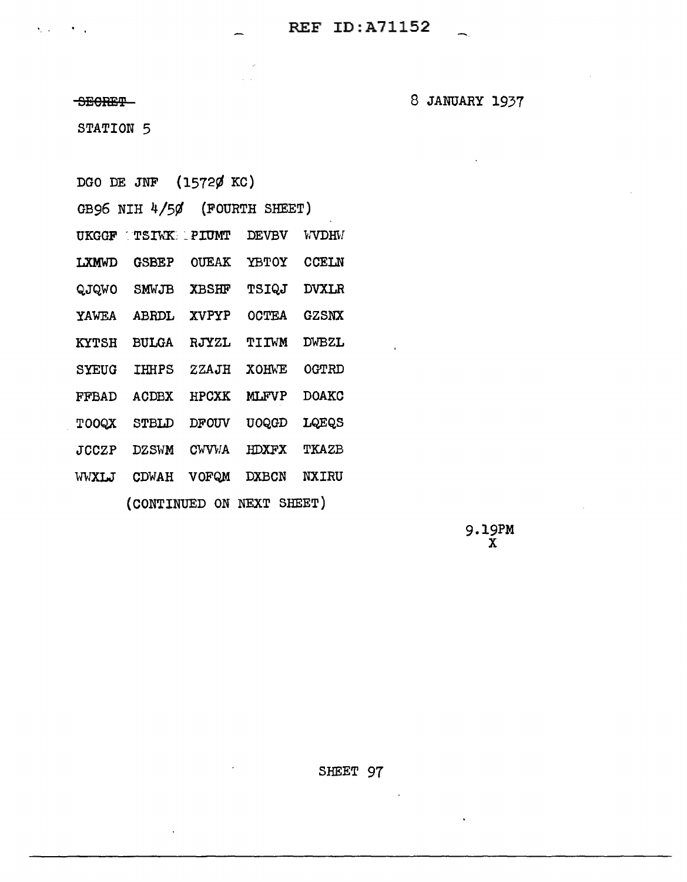~~SECRET~~

8 JANUARY 1937

STATION 5

DGO DE JNF (15720 KC)

GB96 NIH 4/50 (FOURTH SHEET)

```
UKGGF  TSIWK  PIUMT  DEVBV  WVDHW
LXMWD  GSBEP  OUEAK  YBTOY  CCELN
QJQWO  SMWJB  XBSHF  TSIQJ  DVXLR
YAWEA  ABRDL  XVPYP  OCTEA  GZSNX
KYTSH  BULGA  RJYZL  TIIWM  DWBZL
SYEUG  IHHPS  ZZAJH  XOHWE  OGTRD
FFBAD  ACDBX  HPCXK  MLFVP  DOAKC
TOOQX  STBLD  DFOUV  UOQGD  LQEQS
JCCZP  DZSWM  CWVWA  HDXFX  TKAZB
WWXLJ  CDWAH  VOFQM  DXBCN  NXIRU
```

(CONTINUED ON NEXT SHEET)

9.19PM
X

SHEET 97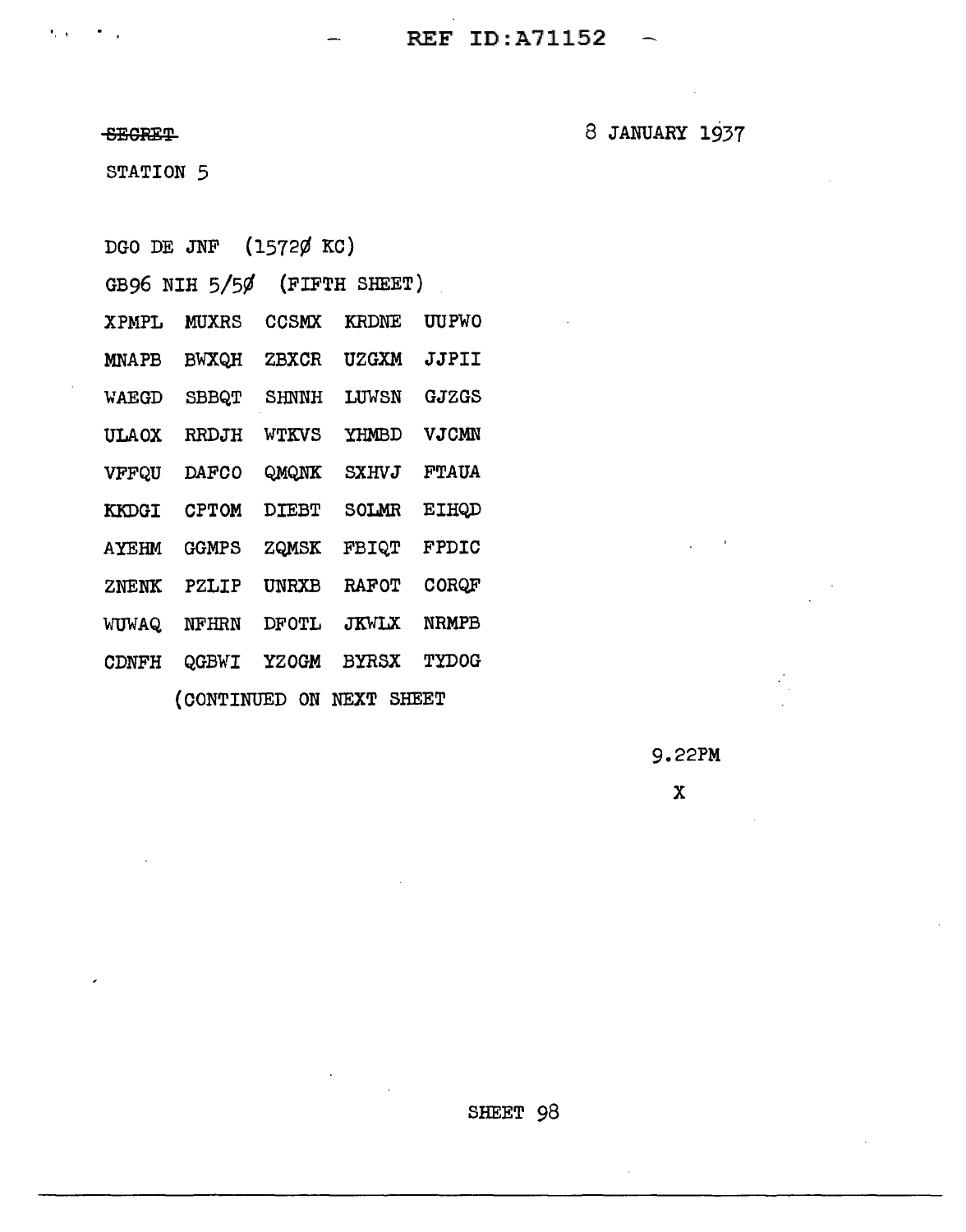~~SECRET~~

8 JANUARY 1937

STATION 5

DGO DE JNF (15720 KC)

GB96 NIH 5/50 (FIFTH SHEET)

```
XPMPL  MUXRS  CCSMX  KRDNE  UUPWO
MNAPB  BWXQH  ZBXCR  UZGXM  JJPII
WAEGD  SBBQT  SHNNH  LUWSN  GJZGS
ULAOX  RRDJH  WTKVS  YHMBD  VJCMN
VFFQU  DAFCO  QMQNK  SXHVJ  FTAUA
KKDGI  CPTOM  DIEBT  SOLMR  EIHQD
AYEHM  GGMPS  ZQMSK  FBIQT  FPDIC
ZNENK  PZLIP  UNRXB  RAFOT  CORQF
WUWAQ  NFHRN  DFOTL  JKWLX  NRMPB
CDNFH  QGBWI  YZOGM  BYRSX  TYDOG
```

(CONTINUED ON NEXT SHEET

9.22PM

X

SHEET 98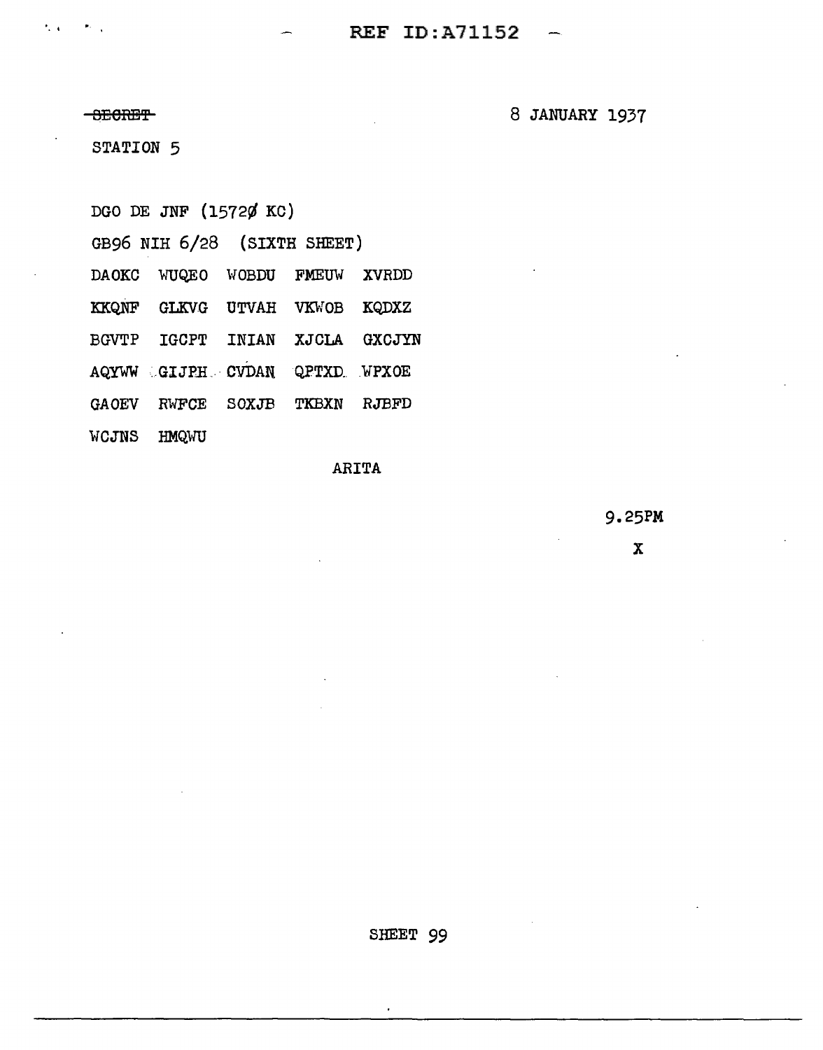~~SECRET~~

8 JANUARY 1937

STATION 5

DGO DE JNF (15720 KC)

GB96 NIH 6/28 (SIXTH SHEET)

DAOKC WUQEO WOBDU FMEUW XVRDD

KKQNF GLKVG UTVAH VKWOB KQDXZ

BGVTP IGCPT INIAN XJCLA GXCJYN

AQYWW GIJPH CVDAN QPTXD WPXOE

GAOEV RWFCE SOXJB TKBXN RJBFD

WCJNS HMQWU

ARITA

9.25PM

X

SHEET 99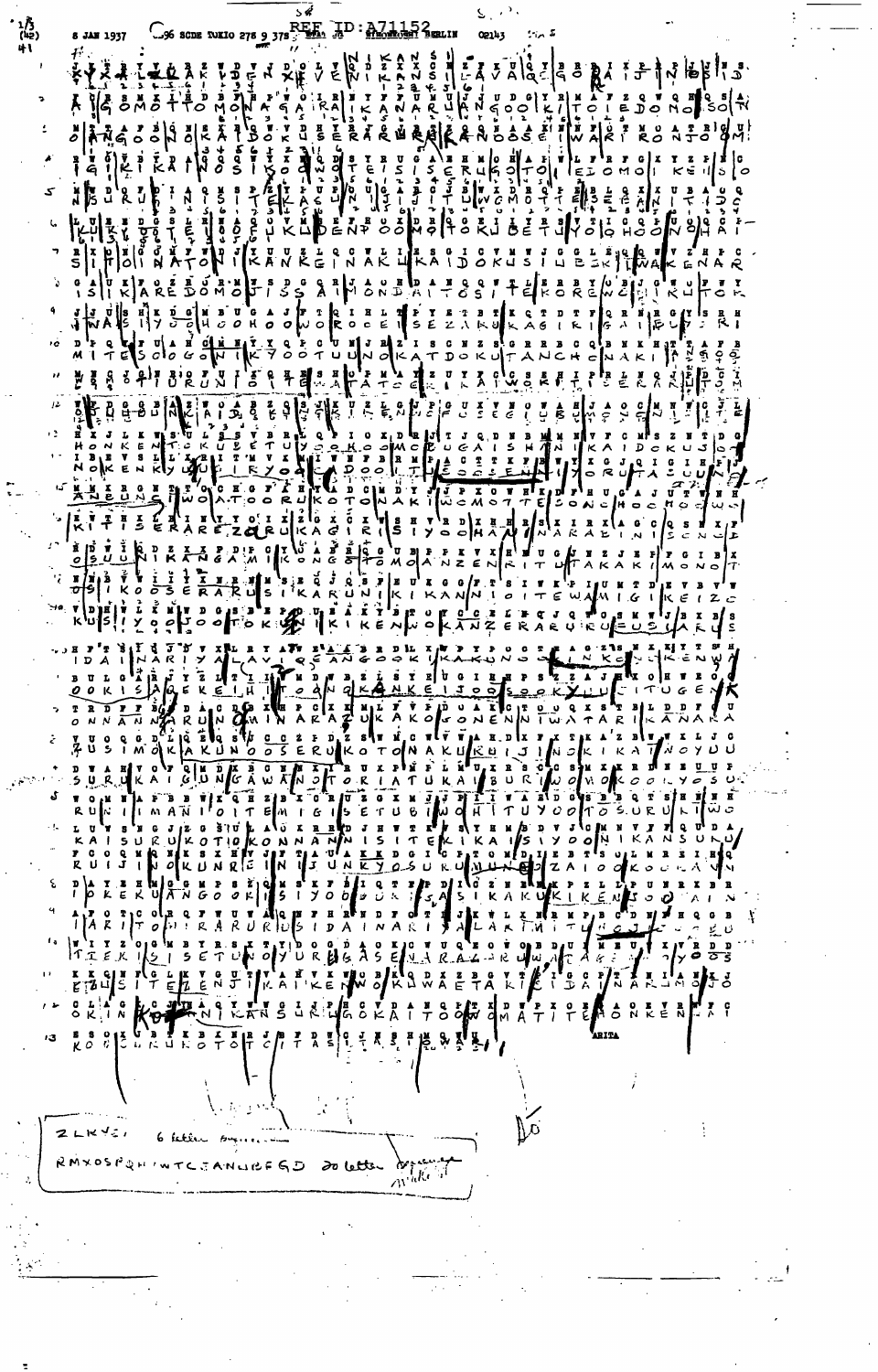8 JAN 1937 96 SCDE TOKIO 275 9 375 REF ID:A71152 BERLIN 02143

ARITA

ZLKYEI 6 letter

RMXOSPQHIWTCJANUBFGD 20 letter